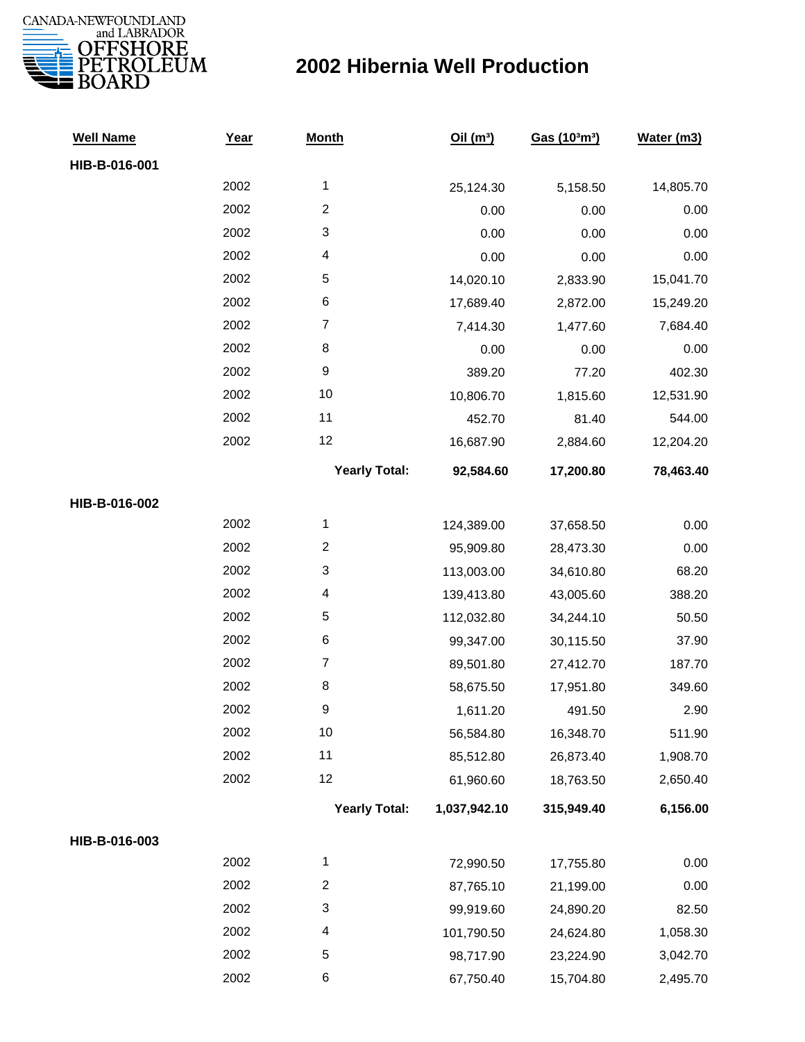CANADA-NEWFOUNDLAND and LABRADOR OFFSHORE PETROLEUM BOARD

# 2002 Hibernia Well Production

| Well Name | Year | Month | Oil (m³) | Gas (10³m³) | Water (m3) |
|---|---|---|---|---|---|
| **HIB-B-016-001** | | | | | |
| | 2002 | 1 | 25,124.30 | 5,158.50 | 14,805.70 |
| | 2002 | 2 | 0.00 | 0.00 | 0.00 |
| | 2002 | 3 | 0.00 | 0.00 | 0.00 |
| | 2002 | 4 | 0.00 | 0.00 | 0.00 |
| | 2002 | 5 | 14,020.10 | 2,833.90 | 15,041.70 |
| | 2002 | 6 | 17,689.40 | 2,872.00 | 15,249.20 |
| | 2002 | 7 | 7,414.30 | 1,477.60 | 7,684.40 |
| | 2002 | 8 | 0.00 | 0.00 | 0.00 |
| | 2002 | 9 | 389.20 | 77.20 | 402.30 |
| | 2002 | 10 | 10,806.70 | 1,815.60 | 12,531.90 |
| | 2002 | 11 | 452.70 | 81.40 | 544.00 |
| | 2002 | 12 | 16,687.90 | 2,884.60 | 12,204.20 |
| | | **Yearly Total:** | **92,584.60** | **17,200.80** | **78,463.40** |
| **HIB-B-016-002** | | | | | |
| | 2002 | 1 | 124,389.00 | 37,658.50 | 0.00 |
| | 2002 | 2 | 95,909.80 | 28,473.30 | 0.00 |
| | 2002 | 3 | 113,003.00 | 34,610.80 | 68.20 |
| | 2002 | 4 | 139,413.80 | 43,005.60 | 388.20 |
| | 2002 | 5 | 112,032.80 | 34,244.10 | 50.50 |
| | 2002 | 6 | 99,347.00 | 30,115.50 | 37.90 |
| | 2002 | 7 | 89,501.80 | 27,412.70 | 187.70 |
| | 2002 | 8 | 58,675.50 | 17,951.80 | 349.60 |
| | 2002 | 9 | 1,611.20 | 491.50 | 2.90 |
| | 2002 | 10 | 56,584.80 | 16,348.70 | 511.90 |
| | 2002 | 11 | 85,512.80 | 26,873.40 | 1,908.70 |
| | 2002 | 12 | 61,960.60 | 18,763.50 | 2,650.40 |
| | | **Yearly Total:** | **1,037,942.10** | **315,949.40** | **6,156.00** |
| **HIB-B-016-003** | | | | | |
| | 2002 | 1 | 72,990.50 | 17,755.80 | 0.00 |
| | 2002 | 2 | 87,765.10 | 21,199.00 | 0.00 |
| | 2002 | 3 | 99,919.60 | 24,890.20 | 82.50 |
| | 2002 | 4 | 101,790.50 | 24,624.80 | 1,058.30 |
| | 2002 | 5 | 98,717.90 | 23,224.90 | 3,042.70 |
| | 2002 | 6 | 67,750.40 | 15,704.80 | 2,495.70 |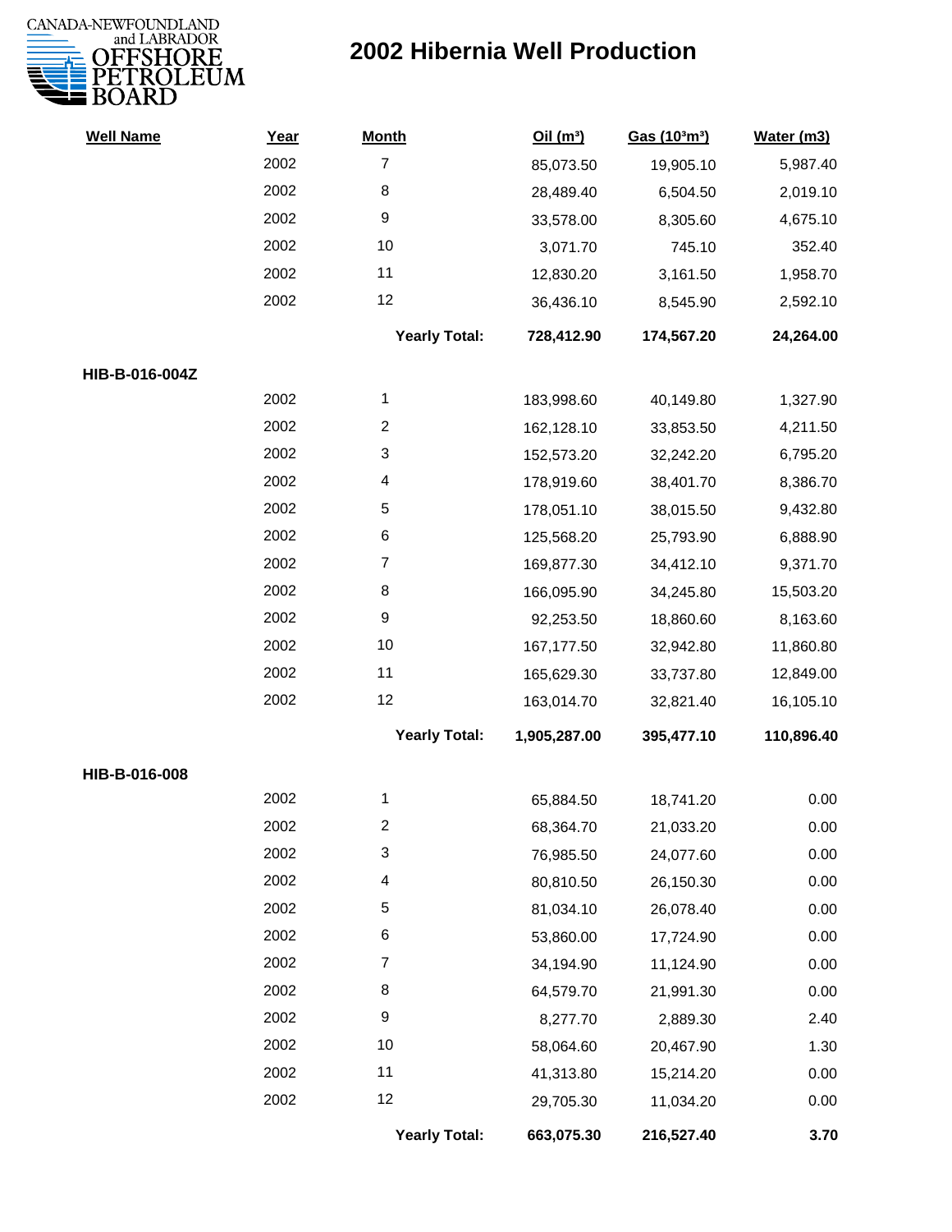# 2002 Hibernia Well Production

| Well Name | Year | Month | Oil ($m^3$) | Gas ($10^3m^3$) | Water (m3) |
|---|---|---|---|---|---|
| | 2002 | 7 | 85,073.50 | 19,905.10 | 5,987.40 |
| | 2002 | 8 | 28,489.40 | 6,504.50 | 2,019.10 |
| | 2002 | 9 | 33,578.00 | 8,305.60 | 4,675.10 |
| | 2002 | 10 | 3,071.70 | 745.10 | 352.40 |
| | 2002 | 11 | 12,830.20 | 3,161.50 | 1,958.70 |
| | 2002 | 12 | 36,436.10 | 8,545.90 | 2,592.10 |
| | | **Yearly Total:** | **728,412.90** | **174,567.20** | **24,264.00** |
| **HIB-B-016-004Z** | | | | | |
| | 2002 | 1 | 183,998.60 | 40,149.80 | 1,327.90 |
| | 2002 | 2 | 162,128.10 | 33,853.50 | 4,211.50 |
| | 2002 | 3 | 152,573.20 | 32,242.20 | 6,795.20 |
| | 2002 | 4 | 178,919.60 | 38,401.70 | 8,386.70 |
| | 2002 | 5 | 178,051.10 | 38,015.50 | 9,432.80 |
| | 2002 | 6 | 125,568.20 | 25,793.90 | 6,888.90 |
| | 2002 | 7 | 169,877.30 | 34,412.10 | 9,371.70 |
| | 2002 | 8 | 166,095.90 | 34,245.80 | 15,503.20 |
| | 2002 | 9 | 92,253.50 | 18,860.60 | 8,163.60 |
| | 2002 | 10 | 167,177.50 | 32,942.80 | 11,860.80 |
| | 2002 | 11 | 165,629.30 | 33,737.80 | 12,849.00 |
| | 2002 | 12 | 163,014.70 | 32,821.40 | 16,105.10 |
| | | **Yearly Total:** | **1,905,287.00** | **395,477.10** | **110,896.40** |
| **HIB-B-016-008** | | | | | |
| | 2002 | 1 | 65,884.50 | 18,741.20 | 0.00 |
| | 2002 | 2 | 68,364.70 | 21,033.20 | 0.00 |
| | 2002 | 3 | 76,985.50 | 24,077.60 | 0.00 |
| | 2002 | 4 | 80,810.50 | 26,150.30 | 0.00 |
| | 2002 | 5 | 81,034.10 | 26,078.40 | 0.00 |
| | 2002 | 6 | 53,860.00 | 17,724.90 | 0.00 |
| | 2002 | 7 | 34,194.90 | 11,124.90 | 0.00 |
| | 2002 | 8 | 64,579.70 | 21,991.30 | 0.00 |
| | 2002 | 9 | 8,277.70 | 2,889.30 | 2.40 |
| | 2002 | 10 | 58,064.60 | 20,467.90 | 1.30 |
| | 2002 | 11 | 41,313.80 | 15,214.20 | 0.00 |
| | 2002 | 12 | 29,705.30 | 11,034.20 | 0.00 |
| | | **Yearly Total:** | **663,075.30** | **216,527.40** | **3.70** |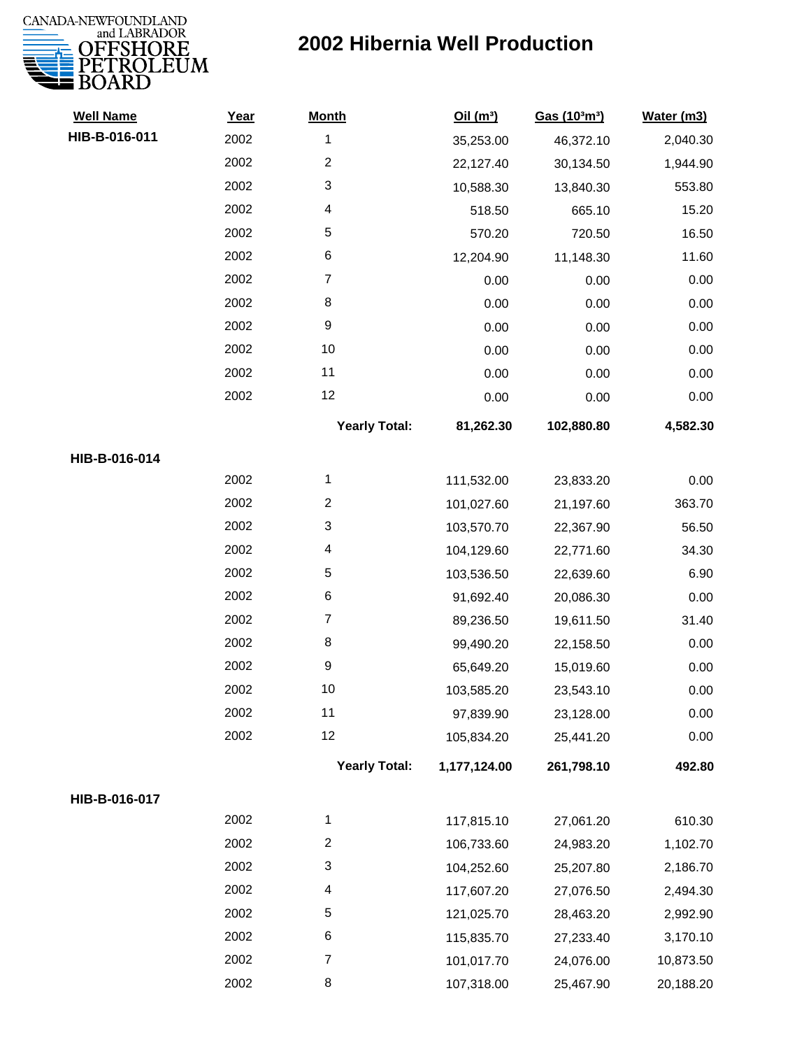# 2002 Hibernia Well Production

| Well Name | Year | Month | Oil ($m^3$) | Gas ($10^3m^3$) | Water (m3) |
|---|---|---|---|---|---|
| HIB-B-016-011 | 2002 | 1 | 35,253.00 | 46,372.10 | 2,040.30 |
| | 2002 | 2 | 22,127.40 | 30,134.50 | 1,944.90 |
| | 2002 | 3 | 10,588.30 | 13,840.30 | 553.80 |
| | 2002 | 4 | 518.50 | 665.10 | 15.20 |
| | 2002 | 5 | 570.20 | 720.50 | 16.50 |
| | 2002 | 6 | 12,204.90 | 11,148.30 | 11.60 |
| | 2002 | 7 | 0.00 | 0.00 | 0.00 |
| | 2002 | 8 | 0.00 | 0.00 | 0.00 |
| | 2002 | 9 | 0.00 | 0.00 | 0.00 |
| | 2002 | 10 | 0.00 | 0.00 | 0.00 |
| | 2002 | 11 | 0.00 | 0.00 | 0.00 |
| | 2002 | 12 | 0.00 | 0.00 | 0.00 |
| | | **Yearly Total:** | **81,262.30** | **102,880.80** | **4,582.30** |
| HIB-B-016-014 | | | | | |
| | 2002 | 1 | 111,532.00 | 23,833.20 | 0.00 |
| | 2002 | 2 | 101,027.60 | 21,197.60 | 363.70 |
| | 2002 | 3 | 103,570.70 | 22,367.90 | 56.50 |
| | 2002 | 4 | 104,129.60 | 22,771.60 | 34.30 |
| | 2002 | 5 | 103,536.50 | 22,639.60 | 6.90 |
| | 2002 | 6 | 91,692.40 | 20,086.30 | 0.00 |
| | 2002 | 7 | 89,236.50 | 19,611.50 | 31.40 |
| | 2002 | 8 | 99,490.20 | 22,158.50 | 0.00 |
| | 2002 | 9 | 65,649.20 | 15,019.60 | 0.00 |
| | 2002 | 10 | 103,585.20 | 23,543.10 | 0.00 |
| | 2002 | 11 | 97,839.90 | 23,128.00 | 0.00 |
| | 2002 | 12 | 105,834.20 | 25,441.20 | 0.00 |
| | | **Yearly Total:** | **1,177,124.00** | **261,798.10** | **492.80** |
| HIB-B-016-017 | | | | | |
| | 2002 | 1 | 117,815.10 | 27,061.20 | 610.30 |
| | 2002 | 2 | 106,733.60 | 24,983.20 | 1,102.70 |
| | 2002 | 3 | 104,252.60 | 25,207.80 | 2,186.70 |
| | 2002 | 4 | 117,607.20 | 27,076.50 | 2,494.30 |
| | 2002 | 5 | 121,025.70 | 28,463.20 | 2,992.90 |
| | 2002 | 6 | 115,835.70 | 27,233.40 | 3,170.10 |
| | 2002 | 7 | 101,017.70 | 24,076.00 | 10,873.50 |
| | 2002 | 8 | 107,318.00 | 25,467.90 | 20,188.20 |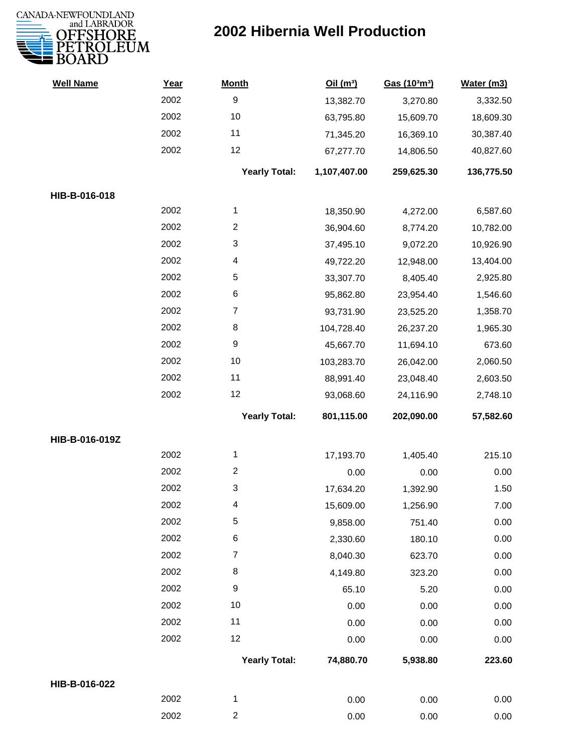# 2002 Hibernia Well Production

| Well Name | Year | Month | Oil (m³) | Gas (10³m³) | Water (m3) |
|---|---|---|---|---|---|
| | 2002 | 9 | 13,382.70 | 3,270.80 | 3,332.50 |
| | 2002 | 10 | 63,795.80 | 15,609.70 | 18,609.30 |
| | 2002 | 11 | 71,345.20 | 16,369.10 | 30,387.40 |
| | 2002 | 12 | 67,277.70 | 14,806.50 | 40,827.60 |
| | | **Yearly Total:** | **1,107,407.00** | **259,625.30** | **136,775.50** |
| **HIB-B-016-018** | | | | | |
| | 2002 | 1 | 18,350.90 | 4,272.00 | 6,587.60 |
| | 2002 | 2 | 36,904.60 | 8,774.20 | 10,782.00 |
| | 2002 | 3 | 37,495.10 | 9,072.20 | 10,926.90 |
| | 2002 | 4 | 49,722.20 | 12,948.00 | 13,404.00 |
| | 2002 | 5 | 33,307.70 | 8,405.40 | 2,925.80 |
| | 2002 | 6 | 95,862.80 | 23,954.40 | 1,546.60 |
| | 2002 | 7 | 93,731.90 | 23,525.20 | 1,358.70 |
| | 2002 | 8 | 104,728.40 | 26,237.20 | 1,965.30 |
| | 2002 | 9 | 45,667.70 | 11,694.10 | 673.60 |
| | 2002 | 10 | 103,283.70 | 26,042.00 | 2,060.50 |
| | 2002 | 11 | 88,991.40 | 23,048.40 | 2,603.50 |
| | 2002 | 12 | 93,068.60 | 24,116.90 | 2,748.10 |
| | | **Yearly Total:** | **801,115.00** | **202,090.00** | **57,582.60** |
| **HIB-B-016-019Z** | | | | | |
| | 2002 | 1 | 17,193.70 | 1,405.40 | 215.10 |
| | 2002 | 2 | 0.00 | 0.00 | 0.00 |
| | 2002 | 3 | 17,634.20 | 1,392.90 | 1.50 |
| | 2002 | 4 | 15,609.00 | 1,256.90 | 7.00 |
| | 2002 | 5 | 9,858.00 | 751.40 | 0.00 |
| | 2002 | 6 | 2,330.60 | 180.10 | 0.00 |
| | 2002 | 7 | 8,040.30 | 623.70 | 0.00 |
| | 2002 | 8 | 4,149.80 | 323.20 | 0.00 |
| | 2002 | 9 | 65.10 | 5.20 | 0.00 |
| | 2002 | 10 | 0.00 | 0.00 | 0.00 |
| | 2002 | 11 | 0.00 | 0.00 | 0.00 |
| | 2002 | 12 | 0.00 | 0.00 | 0.00 |
| | | **Yearly Total:** | **74,880.70** | **5,938.80** | **223.60** |
| **HIB-B-016-022** | | | | | |
| | 2002 | 1 | 0.00 | 0.00 | 0.00 |
| | 2002 | 2 | 0.00 | 0.00 | 0.00 |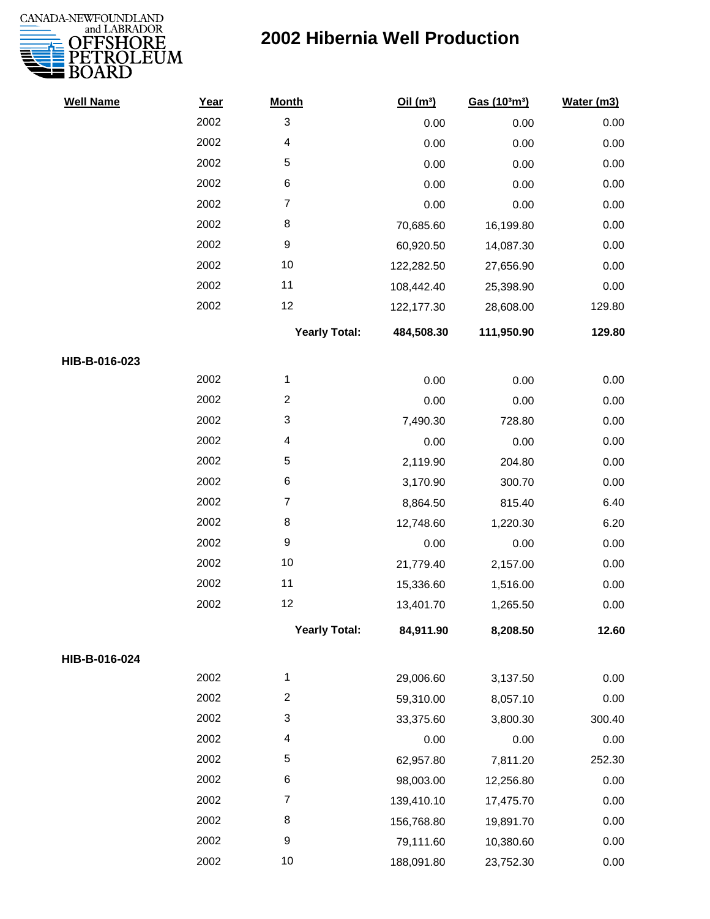# 2002 Hibernia Well Production

| Well Name | Year | Month | Oil ($m^3$) | Gas ($10^3m^3$) | Water (m3) |
|---|---|---|---|---|---|
| | 2002 | 3 | 0.00 | 0.00 | 0.00 |
| | 2002 | 4 | 0.00 | 0.00 | 0.00 |
| | 2002 | 5 | 0.00 | 0.00 | 0.00 |
| | 2002 | 6 | 0.00 | 0.00 | 0.00 |
| | 2002 | 7 | 0.00 | 0.00 | 0.00 |
| | 2002 | 8 | 70,685.60 | 16,199.80 | 0.00 |
| | 2002 | 9 | 60,920.50 | 14,087.30 | 0.00 |
| | 2002 | 10 | 122,282.50 | 27,656.90 | 0.00 |
| | 2002 | 11 | 108,442.40 | 25,398.90 | 0.00 |
| | 2002 | 12 | 122,177.30 | 28,608.00 | 129.80 |
| | | **Yearly Total:** | **484,508.30** | **111,950.90** | **129.80** |
| **HIB-B-016-023** | | | | | |
| | 2002 | 1 | 0.00 | 0.00 | 0.00 |
| | 2002 | 2 | 0.00 | 0.00 | 0.00 |
| | 2002 | 3 | 7,490.30 | 728.80 | 0.00 |
| | 2002 | 4 | 0.00 | 0.00 | 0.00 |
| | 2002 | 5 | 2,119.90 | 204.80 | 0.00 |
| | 2002 | 6 | 3,170.90 | 300.70 | 0.00 |
| | 2002 | 7 | 8,864.50 | 815.40 | 6.40 |
| | 2002 | 8 | 12,748.60 | 1,220.30 | 6.20 |
| | 2002 | 9 | 0.00 | 0.00 | 0.00 |
| | 2002 | 10 | 21,779.40 | 2,157.00 | 0.00 |
| | 2002 | 11 | 15,336.60 | 1,516.00 | 0.00 |
| | 2002 | 12 | 13,401.70 | 1,265.50 | 0.00 |
| | | **Yearly Total:** | **84,911.90** | **8,208.50** | **12.60** |
| **HIB-B-016-024** | | | | | |
| | 2002 | 1 | 29,006.60 | 3,137.50 | 0.00 |
| | 2002 | 2 | 59,310.00 | 8,057.10 | 0.00 |
| | 2002 | 3 | 33,375.60 | 3,800.30 | 300.40 |
| | 2002 | 4 | 0.00 | 0.00 | 0.00 |
| | 2002 | 5 | 62,957.80 | 7,811.20 | 252.30 |
| | 2002 | 6 | 98,003.00 | 12,256.80 | 0.00 |
| | 2002 | 7 | 139,410.10 | 17,475.70 | 0.00 |
| | 2002 | 8 | 156,768.80 | 19,891.70 | 0.00 |
| | 2002 | 9 | 79,111.60 | 10,380.60 | 0.00 |
| | 2002 | 10 | 188,091.80 | 23,752.30 | 0.00 |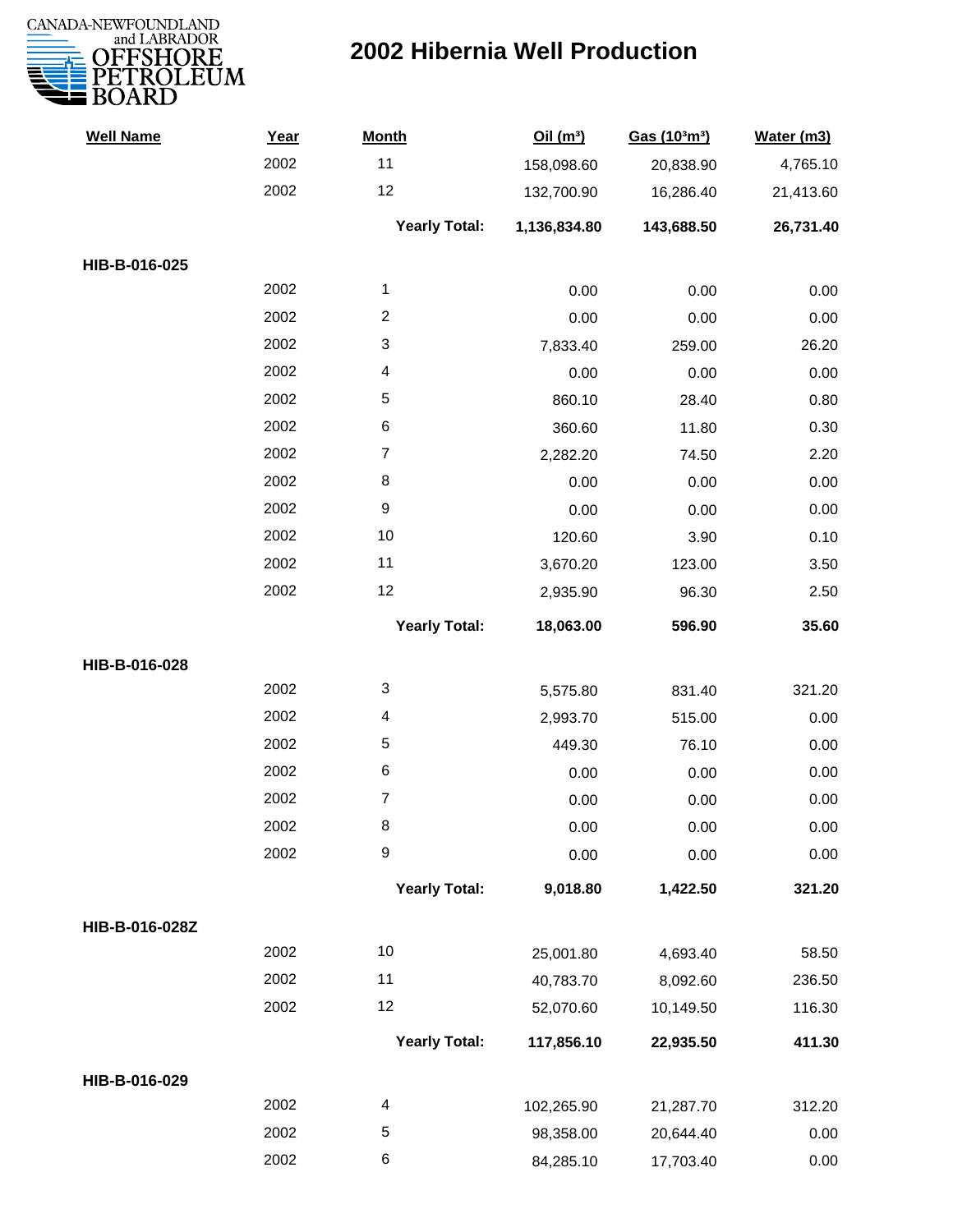# 2002 Hibernia Well Production

CANADA-NEWFOUNDLAND and LABRADOR OFFSHORE PETROLEUM BOARD

| Well Name | Year | Month | Oil ($m^3$) | Gas ($10^3m^3$) | Water (m3) |
|---|---|---|---|---|---|
| | 2002 | 11 | 158,098.60 | 20,838.90 | 4,765.10 |
| | 2002 | 12 | 132,700.90 | 16,286.40 | 21,413.60 |
| | | **Yearly Total:** | **1,136,834.80** | **143,688.50** | **26,731.40** |
| **HIB-B-016-025** | | | | | |
| | 2002 | 1 | 0.00 | 0.00 | 0.00 |
| | 2002 | 2 | 0.00 | 0.00 | 0.00 |
| | 2002 | 3 | 7,833.40 | 259.00 | 26.20 |
| | 2002 | 4 | 0.00 | 0.00 | 0.00 |
| | 2002 | 5 | 860.10 | 28.40 | 0.80 |
| | 2002 | 6 | 360.60 | 11.80 | 0.30 |
| | 2002 | 7 | 2,282.20 | 74.50 | 2.20 |
| | 2002 | 8 | 0.00 | 0.00 | 0.00 |
| | 2002 | 9 | 0.00 | 0.00 | 0.00 |
| | 2002 | 10 | 120.60 | 3.90 | 0.10 |
| | 2002 | 11 | 3,670.20 | 123.00 | 3.50 |
| | 2002 | 12 | 2,935.90 | 96.30 | 2.50 |
| | | **Yearly Total:** | **18,063.00** | **596.90** | **35.60** |
| **HIB-B-016-028** | | | | | |
| | 2002 | 3 | 5,575.80 | 831.40 | 321.20 |
| | 2002 | 4 | 2,993.70 | 515.00 | 0.00 |
| | 2002 | 5 | 449.30 | 76.10 | 0.00 |
| | 2002 | 6 | 0.00 | 0.00 | 0.00 |
| | 2002 | 7 | 0.00 | 0.00 | 0.00 |
| | 2002 | 8 | 0.00 | 0.00 | 0.00 |
| | 2002 | 9 | 0.00 | 0.00 | 0.00 |
| | | **Yearly Total:** | **9,018.80** | **1,422.50** | **321.20** |
| **HIB-B-016-028Z** | | | | | |
| | 2002 | 10 | 25,001.80 | 4,693.40 | 58.50 |
| | 2002 | 11 | 40,783.70 | 8,092.60 | 236.50 |
| | 2002 | 12 | 52,070.60 | 10,149.50 | 116.30 |
| | | **Yearly Total:** | **117,856.10** | **22,935.50** | **411.30** |
| **HIB-B-016-029** | | | | | |
| | 2002 | 4 | 102,265.90 | 21,287.70 | 312.20 |
| | 2002 | 5 | 98,358.00 | 20,644.40 | 0.00 |
| | 2002 | 6 | 84,285.10 | 17,703.40 | 0.00 |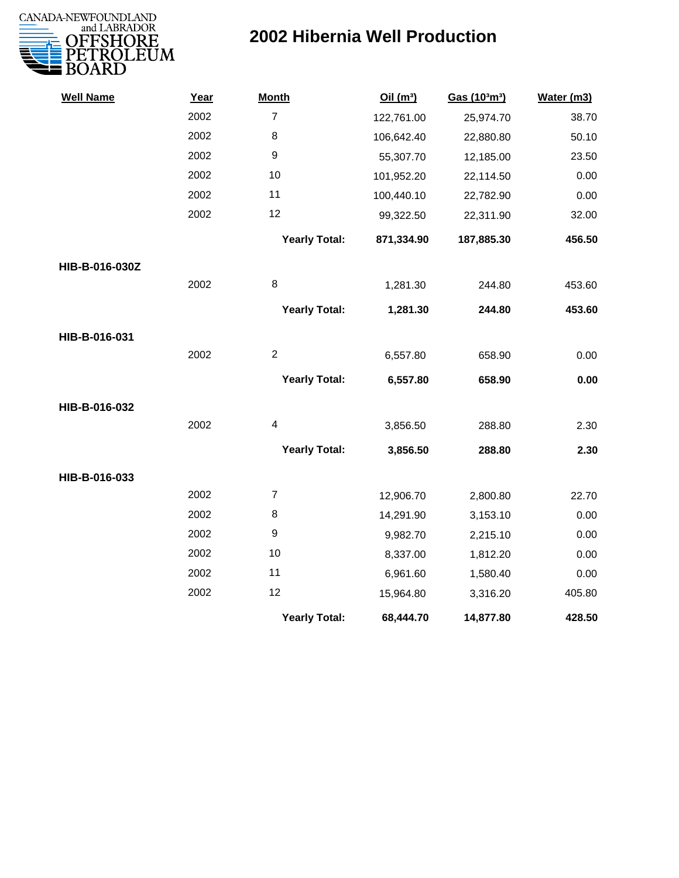# 2002 Hibernia Well Production

| Well Name | Year | Month | Oil (m³) | Gas (10³m³) | Water (m3) |
|---|---|---|---|---|---|
| | 2002 | 7 | 122,761.00 | 25,974.70 | 38.70 |
| | 2002 | 8 | 106,642.40 | 22,880.80 | 50.10 |
| | 2002 | 9 | 55,307.70 | 12,185.00 | 23.50 |
| | 2002 | 10 | 101,952.20 | 22,114.50 | 0.00 |
| | 2002 | 11 | 100,440.10 | 22,782.90 | 0.00 |
| | 2002 | 12 | 99,322.50 | 22,311.90 | 32.00 |
| | | **Yearly Total:** | **871,334.90** | **187,885.30** | **456.50** |
| **HIB-B-016-030Z** | | | | | |
| | 2002 | 8 | 1,281.30 | 244.80 | 453.60 |
| | | **Yearly Total:** | **1,281.30** | **244.80** | **453.60** |
| **HIB-B-016-031** | | | | | |
| | 2002 | 2 | 6,557.80 | 658.90 | 0.00 |
| | | **Yearly Total:** | **6,557.80** | **658.90** | **0.00** |
| **HIB-B-016-032** | | | | | |
| | 2002 | 4 | 3,856.50 | 288.80 | 2.30 |
| | | **Yearly Total:** | **3,856.50** | **288.80** | **2.30** |
| **HIB-B-016-033** | | | | | |
| | 2002 | 7 | 12,906.70 | 2,800.80 | 22.70 |
| | 2002 | 8 | 14,291.90 | 3,153.10 | 0.00 |
| | 2002 | 9 | 9,982.70 | 2,215.10 | 0.00 |
| | 2002 | 10 | 8,337.00 | 1,812.20 | 0.00 |
| | 2002 | 11 | 6,961.60 | 1,580.40 | 0.00 |
| | 2002 | 12 | 15,964.80 | 3,316.20 | 405.80 |
| | | **Yearly Total:** | **68,444.70** | **14,877.80** | **428.50** |